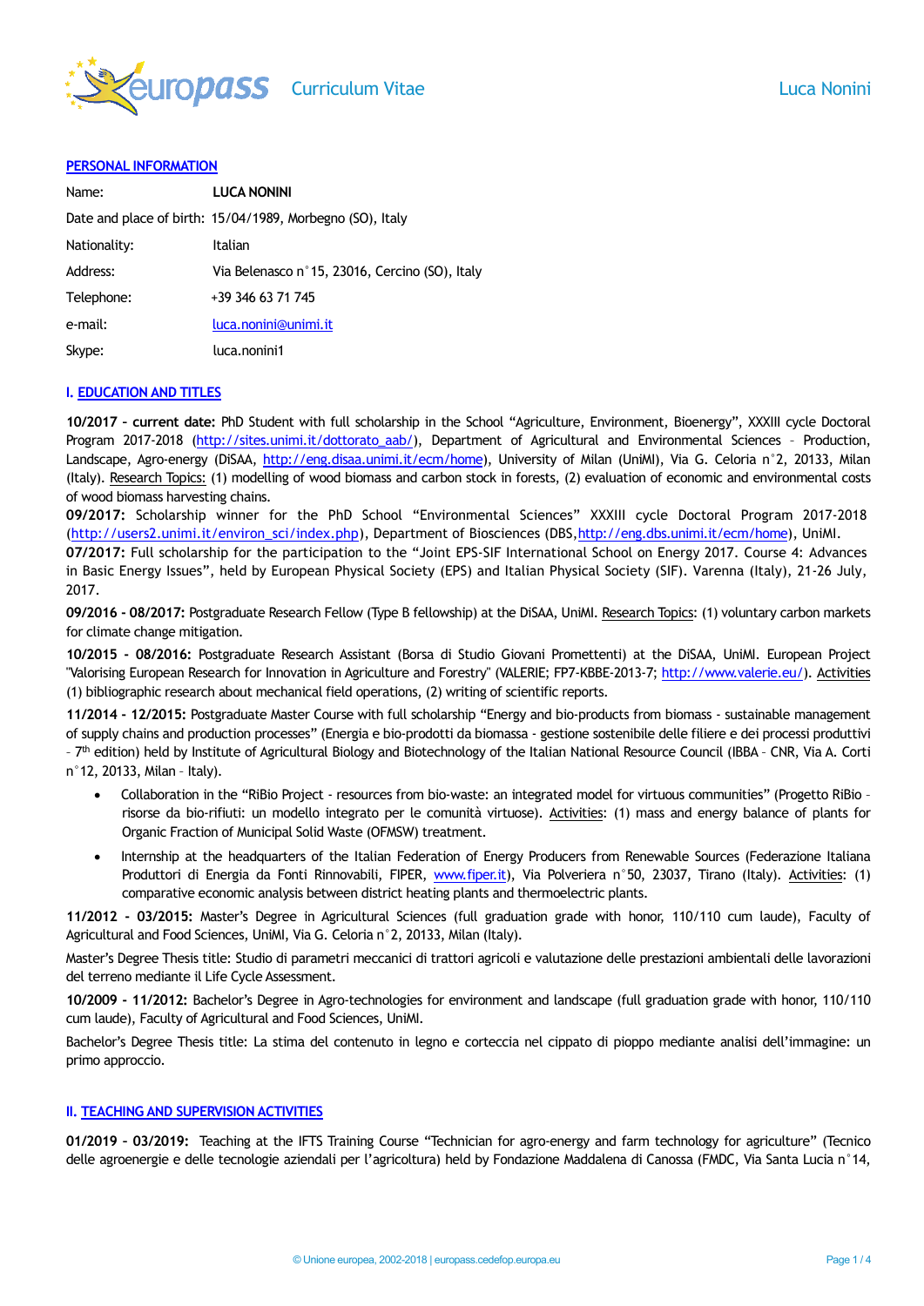# Curriculum Vitae

## PERSONAL INFORMATION

| | |
|---|---|
| Name: | **LUCA NONINI** |
| Date and place of birth: | 15/04/1989, Morbegno (SO), Italy |
| Nationality: | Italian |
| Address: | Via Belenasco n°15, 23016, Cercino (SO), Italy |
| Telephone: | +39 346 63 71 745 |
| e-mail: | luca.nonini@unimi.it |
| Skype: | luca.nonini1 |

## I. EDUCATION AND TITLES

**10/2017 – current date:** PhD Student with full scholarship in the School "Agriculture, Environment, Bioenergy", XXXIII cycle Doctoral Program 2017-2018 (http://sites.unimi.it/dottorato_aab/), Department of Agricultural and Environmental Sciences – Production, Landscape, Agro-energy (DiSAA, http://eng.disaa.unimi.it/ecm/home), University of Milan (UniMI), Via G. Celoria n°2, 20133, Milan (Italy). Research Topics: (1) modelling of wood biomass and carbon stock in forests, (2) evaluation of economic and environmental costs of wood biomass harvesting chains.

**09/2017:** Scholarship winner for the PhD School "Environmental Sciences" XXXIII cycle Doctoral Program 2017-2018 (http://users2.unimi.it/environ_sci/index.php), Department of Biosciences (DBS, http://eng.dbs.unimi.it/ecm/home), UniMI.

**07/2017:** Full scholarship for the participation to the "Joint EPS-SIF International School on Energy 2017. Course 4: Advances in Basic Energy Issues", held by European Physical Society (EPS) and Italian Physical Society (SIF). Varenna (Italy), 21-26 July, 2017.

**09/2016 - 08/2017:** Postgraduate Research Fellow (Type B fellowship) at the DiSAA, UniMI. Research Topics: (1) voluntary carbon markets for climate change mitigation.

**10/2015 - 08/2016:** Postgraduate Research Assistant (Borsa di Studio Giovani Promettenti) at the DiSAA, UniMI. European Project "Valorising European Research for Innovation in Agriculture and Forestry" (VALERIE; FP7-KBBE-2013-7; http://www.valerie.eu/). Activities (1) bibliographic research about mechanical field operations, (2) writing of scientific reports.

**11/2014 - 12/2015:** Postgraduate Master Course with full scholarship "Energy and bio-products from biomass - sustainable management of supply chains and production processes" (Energia e bio-prodotti da biomassa - gestione sostenibile delle filiere e dei processi produttivi – 7th edition) held by Institute of Agricultural Biology and Biotechnology of the Italian National Resource Council (IBBA – CNR, Via A. Corti n°12, 20133, Milan – Italy).

- Collaboration in the "RiBio Project - resources from bio-waste: an integrated model for virtuous communities" (Progetto RiBio – risorse da bio-rifiuti: un modello integrato per le comunità virtuose). Activities: (1) mass and energy balance of plants for Organic Fraction of Municipal Solid Waste (OFMSW) treatment.
- Internship at the headquarters of the Italian Federation of Energy Producers from Renewable Sources (Federazione Italiana Produttori di Energia da Fonti Rinnovabili, FIPER, www.fiper.it), Via Polveriera n°50, 23037, Tirano (Italy). Activities: (1) comparative economic analysis between district heating plants and thermoelectric plants.

**11/2012 - 03/2015:** Master's Degree in Agricultural Sciences (full graduation grade with honor, 110/110 cum laude), Faculty of Agricultural and Food Sciences, UniMI, Via G. Celoria n°2, 20133, Milan (Italy).

Master's Degree Thesis title: Studio di parametri meccanici di trattori agricoli e valutazione delle prestazioni ambientali delle lavorazioni del terreno mediante il Life Cycle Assessment.

**10/2009 - 11/2012:** Bachelor's Degree in Agro-technologies for environment and landscape (full graduation grade with honor, 110/110 cum laude), Faculty of Agricultural and Food Sciences, UniMI.

Bachelor's Degree Thesis title: La stima del contenuto in legno e corteccia nel cippato di pioppo mediante analisi dell'immagine: un primo approccio.

## II. TEACHING AND SUPERVISION ACTIVITIES

**01/2019 – 03/2019:** Teaching at the IFTS Training Course "Technician for agro-energy and farm technology for agriculture" (Tecnico delle agroenergie e delle tecnologie aziendali per l'agricoltura) held by Fondazione Maddalena di Canossa (FMDC, Via Santa Lucia n°14,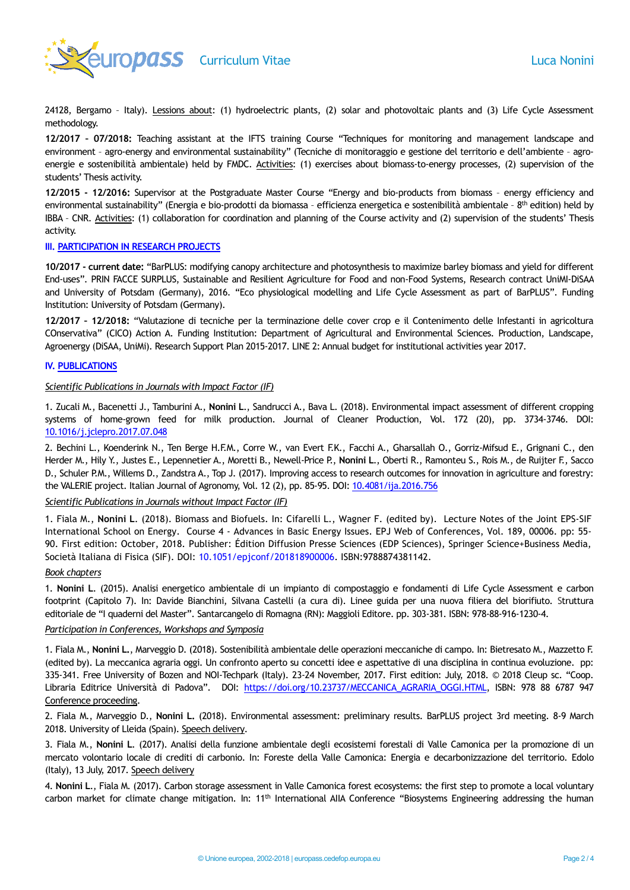24128, Bergamo – Italy). Lessions about: (1) hydroelectric plants, (2) solar and photovoltaic plants and (3) Life Cycle Assessment methodology.

**12/2017 – 07/2018:** Teaching assistant at the IFTS training Course "Techniques for monitoring and management landscape and environment – agro-energy and environmental sustainability" (Tecniche di monitoraggio e gestione del territorio e dell'ambiente – agro-energie e sostenibilità ambientale) held by FMDC. Activities: (1) exercises about biomass-to-energy processes, (2) supervision of the students' Thesis activity.

**12/2015 - 12/2016:** Supervisor at the Postgraduate Master Course "Energy and bio-products from biomass – energy efficiency and environmental sustainability" (Energia e bio-prodotti da biomassa – efficienza energetica e sostenibilità ambientale – 8th edition) held by IBBA – CNR. Activities: (1) collaboration for coordination and planning of the Course activity and (2) supervision of the students' Thesis activity.

### III. PARTICIPATION IN RESEARCH PROJECTS

**10/2017 - current date:** "BarPLUS: modifying canopy architecture and photosynthesis to maximize barley biomass and yield for different End-uses". PRIN FACCE SURPLUS, Sustainable and Resilient Agriculture for Food and non-Food Systems, Research contract UniMI-DiSAA and University of Potsdam (Germany), 2016. "Eco physiological modelling and Life Cycle Assessment as part of BarPLUS". Funding Institution: University of Potsdam (Germany).

**12/2017 - 12/2018:** "Valutazione di tecniche per la terminazione delle cover crop e il Contenimento delle Infestanti in agricoltura COnservativa" (CICO) Action A. Funding Institution: Department of Agricultural and Environmental Sciences. Production, Landscape, Agroenergy (DiSAA, UniMi). Research Support Plan 2015-2017. LINE 2: Annual budget for institutional activities year 2017.

### IV. PUBLICATIONS

*Scientific Publications in Journals with Impact Factor (IF)*

1. Zucali M., Bacenetti J., Tamburini A., **Nonini L.**, Sandrucci A., Bava L. (2018). Environmental impact assessment of different cropping systems of home-grown feed for milk production. Journal of Cleaner Production, Vol. 172 (20), pp. 3734-3746. DOI: 10.1016/j.jclepro.2017.07.048

2. Bechini L., Koenderink N., Ten Berge H.F.M., Corre W., van Evert F.K., Facchi A., Gharsallah O., Gorriz-Mifsud E., Grignani C., den Herder M., Hily Y., Justes E., Lepennetier A., Moretti B., Newell-Price P., **Nonini L.**, Oberti R., Ramonteu S., Rois M., de Ruijter F., Sacco D., Schuler P.M., Willems D., Zandstra A., Top J. (2017). Improving access to research outcomes for innovation in agriculture and forestry: the VALERIE project. Italian Journal of Agronomy, Vol. 12 (2), pp. 85-95. DOI: 10.4081/ija.2016.756

*Scientific Publications in Journals without Impact Factor (IF)*

1. Fiala M., **Nonini L.** (2018). Biomass and Biofuels. In: Cifarelli L., Wagner F. (edited by). Lecture Notes of the Joint EPS-SIF International School on Energy. Course 4 - Advances in Basic Energy Issues. EPJ Web of Conferences, Vol. 189, 00006. pp: 55-90. First edition: October, 2018. Publisher: Édition Diffusion Presse Sciences (EDP Sciences), Springer Science+Business Media, Società Italiana di Fisica (SIF). DOI: 10.1051/epjconf/201818900006. ISBN:9788874381142.

*Book chapters*

1. **Nonini L.** (2015). Analisi energetico ambientale di un impianto di compostaggio e fondamenti di Life Cycle Assessment e carbon footprint (Capitolo 7). In: Davide Bianchini, Silvana Castelli (a cura di). Linee guida per una nuova filiera del biorifiuto. Struttura editoriale de "I quaderni del Master". Santarcangelo di Romagna (RN): Maggioli Editore. pp. 303-381. ISBN: 978-88-916-1230-4.

*Participation in Conferences, Workshops and Symposia*

1. Fiala M., **Nonini L.**, Marveggio D. (2018). Sostenibilità ambientale delle operazioni meccaniche di campo. In: Bietresato M., Mazzetto F. (edited by). La meccanica agraria oggi. Un confronto aperto su concetti idee e aspettative di una disciplina in continua evoluzione. pp: 335-341. Free University of Bozen and NOI-Techpark (Italy). 23-24 November, 2017. First edition: July, 2018. © 2018 Cleup sc. "Coop. Libraria Editrice Università di Padova". DOI: https://doi.org/10.23737/MECCANICA_AGRARIA_OGGI.HTML, ISBN: 978 88 6787 947 Conference proceeding.

2. Fiala M., Marveggio D., **Nonini L.** (2018). Environmental assessment: preliminary results. BarPLUS project 3rd meeting. 8-9 March 2018. University of Lleida (Spain). Speech delivery.

3. Fiala M., **Nonini L.** (2017). Analisi della funzione ambientale degli ecosistemi forestali di Valle Camonica per la promozione di un mercato volontario locale di crediti di carbonio. In: Foreste della Valle Camonica: Energia e decarbonizzazione del territorio. Edolo (Italy), 13 July, 2017. Speech delivery

4. **Nonini L.**, Fiala M. (2017). Carbon storage assessment in Valle Camonica forest ecosystems: the first step to promote a local voluntary carbon market for climate change mitigation. In: 11th International AIIA Conference "Biosystems Engineering addressing the human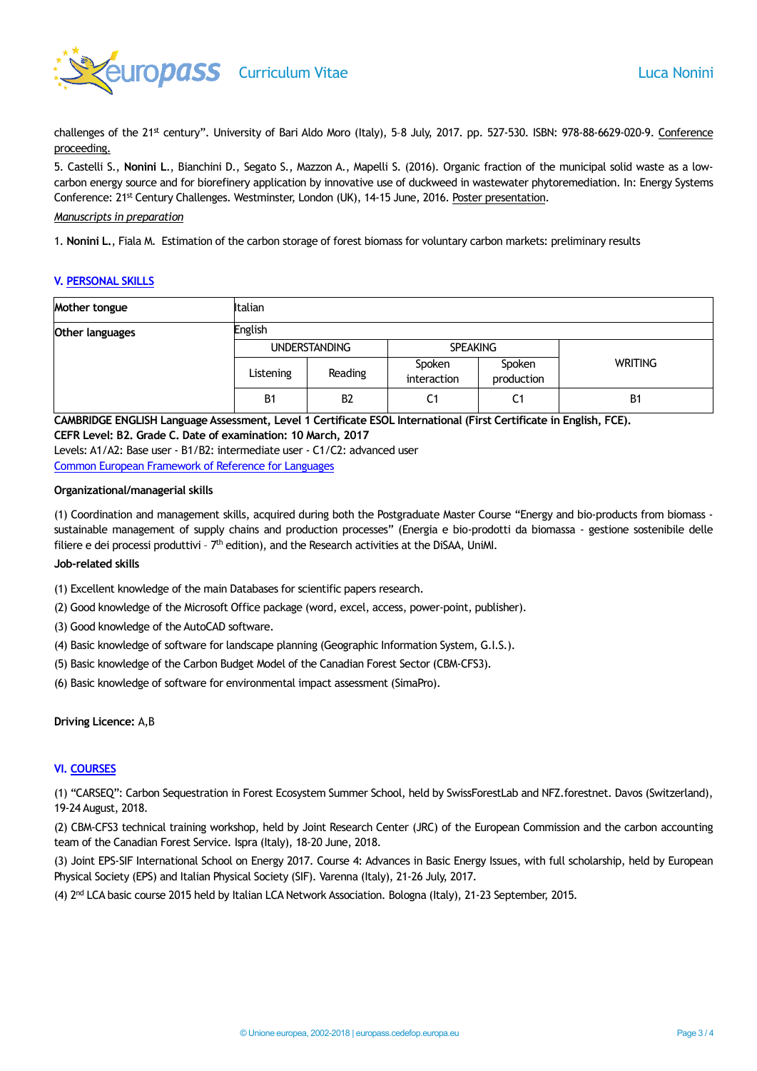challenges of the 21st century". University of Bari Aldo Moro (Italy), 5-8 July, 2017. pp. 527-530. ISBN: 978-88-6629-020-9. Conference proceeding.

5. Castelli S., **Nonini L.**, Bianchini D., Segato S., Mazzon A., Mapelli S. (2016). Organic fraction of the municipal solid waste as a low-carbon energy source and for biorefinery application by innovative use of duckweed in wastewater phytoremediation. In: Energy Systems Conference: 21st Century Challenges. Westminster, London (UK), 14-15 June, 2016. Poster presentation.

*Manuscripts in preparation*

1. **Nonini L.**, Fiala M. Estimation of the carbon storage of forest biomass for voluntary carbon markets: preliminary results

## V. PERSONAL SKILLS

| **Mother tongue** | Italian | | | | |
|---|---|---|---|---|---|
| **Other languages** | English | | | | |
| | UNDERSTANDING | | SPEAKING | | WRITING |
| | Listening | Reading | Spoken interaction | Spoken production | |
| | B1 | B2 | C1 | C1 | B1 |

**CAMBRIDGE ENGLISH Language Assessment, Level 1 Certificate ESOL International (First Certificate in English, FCE).**
**CEFR Level: B2. Grade C. Date of examination: 10 March, 2017**
Levels: A1/A2: Base user - B1/B2: intermediate user - C1/C2: advanced user
Common European Framework of Reference for Languages

**Organizational/managerial skills**

(1) Coordination and management skills, acquired during both the Postgraduate Master Course "Energy and bio-products from biomass - sustainable management of supply chains and production processes" (Energia e bio-prodotti da biomassa - gestione sostenibile delle filiere e dei processi produttivi - 7th edition), and the Research activities at the DiSAA, UniMI.

**Job-related skills**

(1) Excellent knowledge of the main Databases for scientific papers research.

(2) Good knowledge of the Microsoft Office package (word, excel, access, power-point, publisher).

(3) Good knowledge of the AutoCAD software.

(4) Basic knowledge of software for landscape planning (Geographic Information System, G.I.S.).

(5) Basic knowledge of the Carbon Budget Model of the Canadian Forest Sector (CBM-CFS3).

(6) Basic knowledge of software for environmental impact assessment (SimaPro).

**Driving Licence:** A,B

## VI. COURSES

(1) "CARSEQ": Carbon Sequestration in Forest Ecosystem Summer School, held by SwissForestLab and NFZ.forestnet. Davos (Switzerland), 19-24 August, 2018.

(2) CBM-CFS3 technical training workshop, held by Joint Research Center (JRC) of the European Commission and the carbon accounting team of the Canadian Forest Service. Ispra (Italy), 18-20 June, 2018.

(3) Joint EPS-SIF International School on Energy 2017. Course 4: Advances in Basic Energy Issues, with full scholarship, held by European Physical Society (EPS) and Italian Physical Society (SIF). Varenna (Italy), 21-26 July, 2017.

(4) 2nd LCA basic course 2015 held by Italian LCA Network Association. Bologna (Italy), 21-23 September, 2015.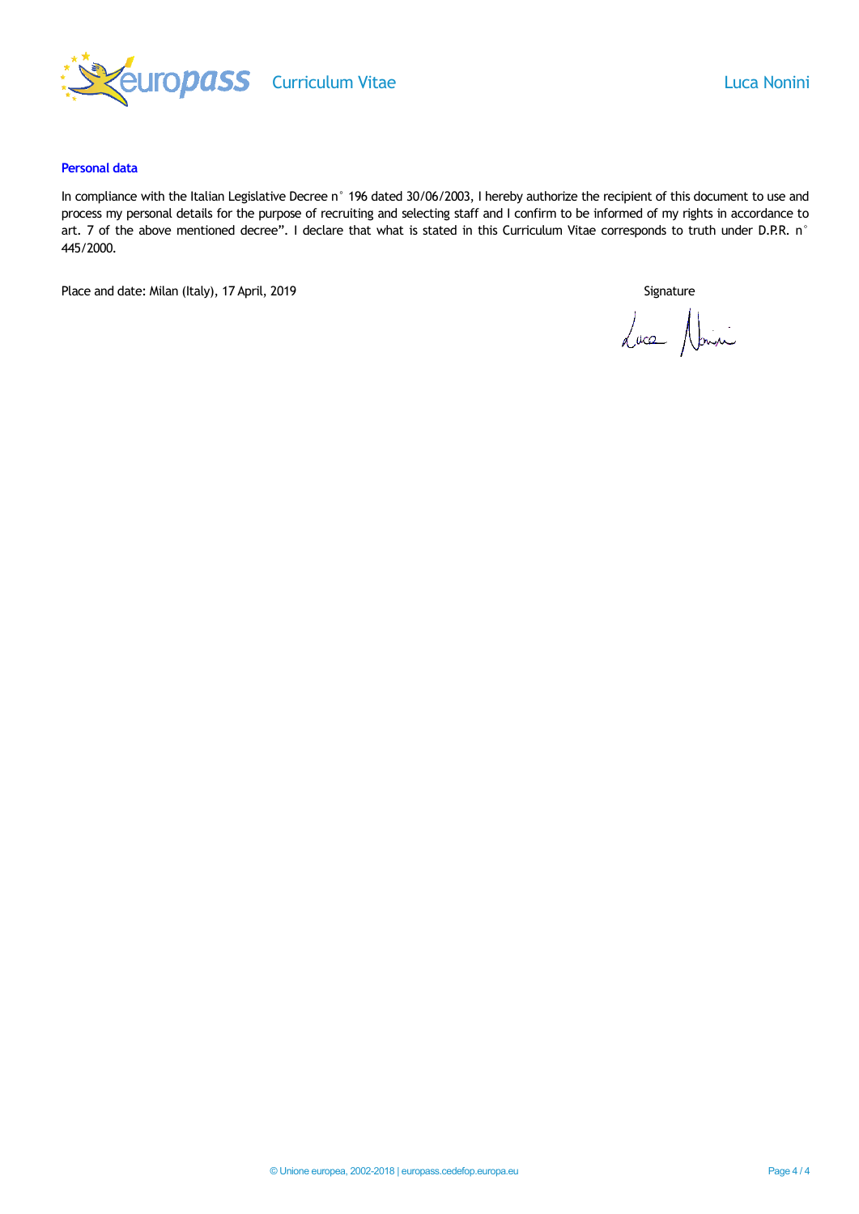### Personal data

In compliance with the Italian Legislative Decree n° 196 dated 30/06/2003, I hereby authorize the recipient of this document to use and process my personal details for the purpose of recruiting and selecting staff and I confirm to be informed of my rights in accordance to art. 7 of the above mentioned decree". I declare that what is stated in this Curriculum Vitae corresponds to truth under D.P.R. n° 445/2000.

Place and date: Milan (Italy), 17 April, 2019

Signature